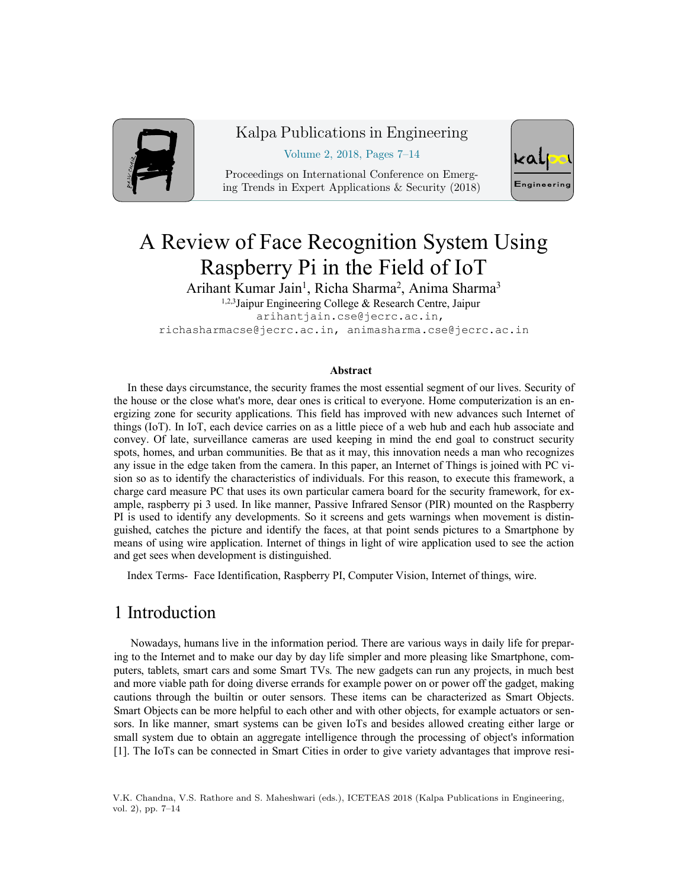# A Review of Face Recognition System Using Raspberry Pi in the Field of IoT

Arihant Kumar Jain[1], Richa Sharma[2], Anima Sharma[3]

[1,2,3]Jaipur Engineering College & Research Centre, Jaipur

arihantjain.cse@jecrc.ac.in,
richasharmacse@jecrc.ac.in, animasharma.cse@jecrc.ac.in

### Abstract

In these days circumstance, the security frames the most essential segment of our lives. Security of the house or the close what's more, dear ones is critical to everyone. Home computerization is an energizing zone for security applications. This field has improved with new advances such Internet of things (IoT). In IoT, each device carries on as a little piece of a web hub and each hub associate and convey. Of late, surveillance cameras are used keeping in mind the end goal to construct security spots, homes, and urban communities. Be that as it may, this innovation needs a man who recognizes any issue in the edge taken from the camera. In this paper, an Internet of Things is joined with PC vision so as to identify the characteristics of individuals. For this reason, to execute this framework, a charge card measure PC that uses its own particular camera board for the security framework, for example, raspberry pi 3 used. In like manner, Passive Infrared Sensor (PIR) mounted on the Raspberry PI is used to identify any developments. So it screens and gets warnings when movement is distinguished, catches the picture and identify the faces, at that point sends pictures to a Smartphone by means of using wire application. Internet of things in light of wire application used to see the action and get sees when development is distinguished.

Index Terms- Face Identification, Raspberry PI, Computer Vision, Internet of things, wire.

## 1 Introduction

Nowadays, humans live in the information period. There are various ways in daily life for preparing to the Internet and to make our day by day life simpler and more pleasing like Smartphone, computers, tablets, smart cars and some Smart TVs. The new gadgets can run any projects, in much best and more viable path for doing diverse errands for example power on or power off the gadget, making cautions through the builtin or outer sensors. These items can be characterized as Smart Objects. Smart Objects can be more helpful to each other and with other objects, for example actuators or sensors. In like manner, smart systems can be given IoTs and besides allowed creating either large or small system due to obtain an aggregate intelligence through the processing of object's information [1]. The IoTs can be connected in Smart Cities in order to give variety advantages that improve resi-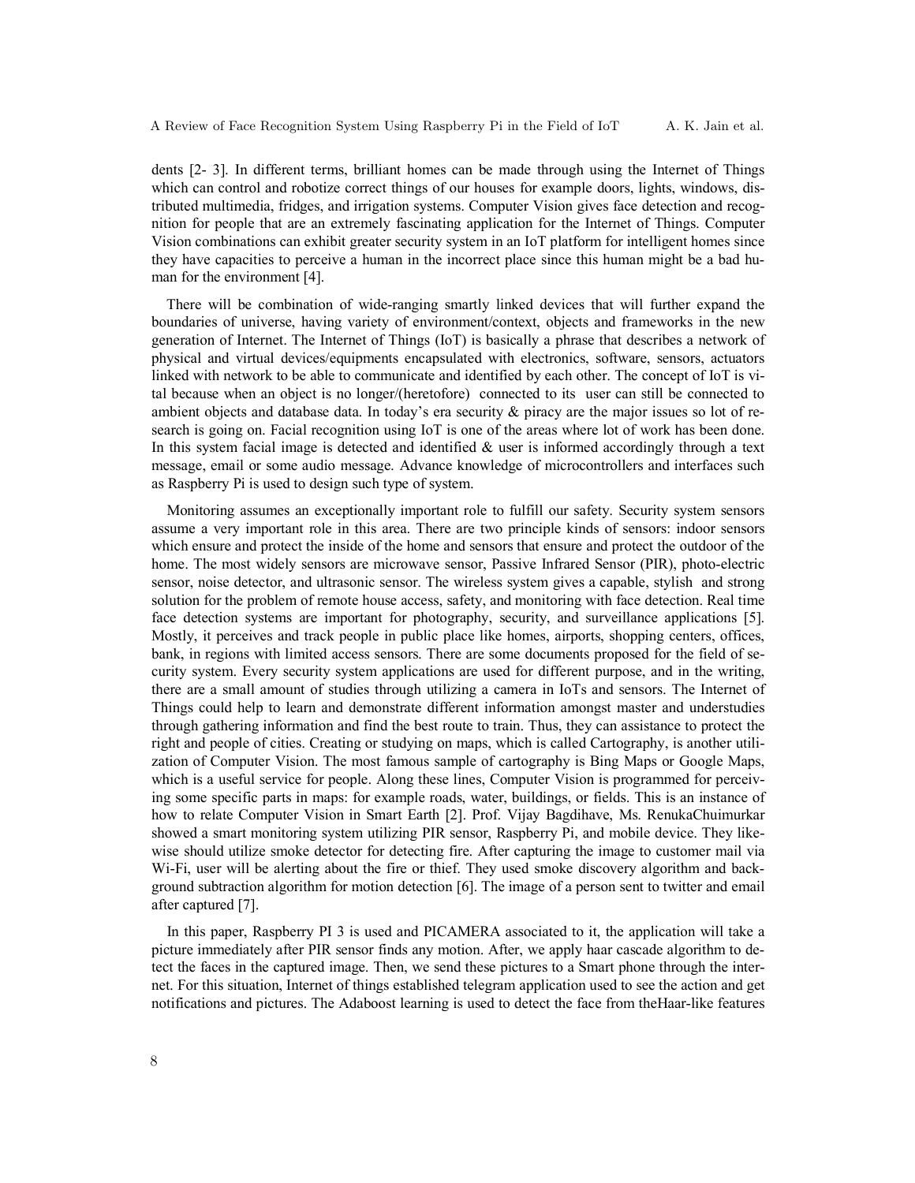dents [2- 3]. In different terms, brilliant homes can be made through using the Internet of Things which can control and robotize correct things of our houses for example doors, lights, windows, distributed multimedia, fridges, and irrigation systems. Computer Vision gives face detection and recognition for people that are an extremely fascinating application for the Internet of Things. Computer Vision combinations can exhibit greater security system in an IoT platform for intelligent homes since they have capacities to perceive a human in the incorrect place since this human might be a bad human for the environment [4].

There will be combination of wide-ranging smartly linked devices that will further expand the boundaries of universe, having variety of environment/context, objects and frameworks in the new generation of Internet. The Internet of Things (IoT) is basically a phrase that describes a network of physical and virtual devices/equipments encapsulated with electronics, software, sensors, actuators linked with network to be able to communicate and identified by each other. The concept of IoT is vital because when an object is no longer/(heretofore) connected to its user can still be connected to ambient objects and database data. In today's era security & piracy are the major issues so lot of research is going on. Facial recognition using IoT is one of the areas where lot of work has been done. In this system facial image is detected and identified & user is informed accordingly through a text message, email or some audio message. Advance knowledge of microcontrollers and interfaces such as Raspberry Pi is used to design such type of system.

Monitoring assumes an exceptionally important role to fulfill our safety. Security system sensors assume a very important role in this area. There are two principle kinds of sensors: indoor sensors which ensure and protect the inside of the home and sensors that ensure and protect the outdoor of the home. The most widely sensors are microwave sensor, Passive Infrared Sensor (PIR), photo-electric sensor, noise detector, and ultrasonic sensor. The wireless system gives a capable, stylish and strong solution for the problem of remote house access, safety, and monitoring with face detection. Real time face detection systems are important for photography, security, and surveillance applications [5]. Mostly, it perceives and track people in public place like homes, airports, shopping centers, offices, bank, in regions with limited access sensors. There are some documents proposed for the field of security system. Every security system applications are used for different purpose, and in the writing, there are a small amount of studies through utilizing a camera in IoTs and sensors. The Internet of Things could help to learn and demonstrate different information amongst master and understudies through gathering information and find the best route to train. Thus, they can assistance to protect the right and people of cities. Creating or studying on maps, which is called Cartography, is another utilization of Computer Vision. The most famous sample of cartography is Bing Maps or Google Maps, which is a useful service for people. Along these lines, Computer Vision is programmed for perceiving some specific parts in maps: for example roads, water, buildings, or fields. This is an instance of how to relate Computer Vision in Smart Earth [2]. Prof. Vijay Bagdihave, Ms. RenukaChuimurkar showed a smart monitoring system utilizing PIR sensor, Raspberry Pi, and mobile device. They likewise should utilize smoke detector for detecting fire. After capturing the image to customer mail via Wi-Fi, user will be alerting about the fire or thief. They used smoke discovery algorithm and background subtraction algorithm for motion detection [6]. The image of a person sent to twitter and email after captured [7].

In this paper, Raspberry PI 3 is used and PICAMERA associated to it, the application will take a picture immediately after PIR sensor finds any motion. After, we apply haar cascade algorithm to detect the faces in the captured image. Then, we send these pictures to a Smart phone through the internet. For this situation, Internet of things established telegram application used to see the action and get notifications and pictures. The Adaboost learning is used to detect the face from theHaar-like features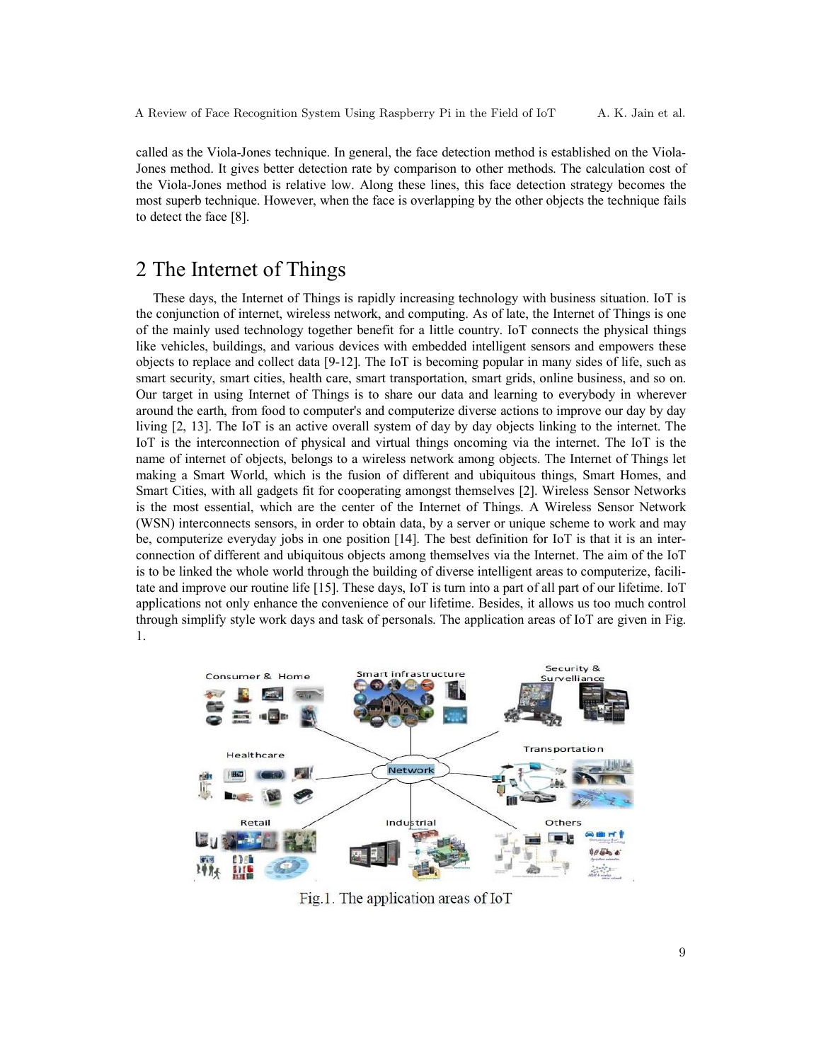called as the Viola-Jones technique. In general, the face detection method is established on the Viola-Jones method. It gives better detection rate by comparison to other methods. The calculation cost of the Viola-Jones method is relative low. Along these lines, this face detection strategy becomes the most superb technique. However, when the face is overlapping by the other objects the technique fails to detect the face [8].

## 2 The Internet of Things

These days, the Internet of Things is rapidly increasing technology with business situation. IoT is the conjunction of internet, wireless network, and computing. As of late, the Internet of Things is one of the mainly used technology together benefit for a little country. IoT connects the physical things like vehicles, buildings, and various devices with embedded intelligent sensors and empowers these objects to replace and collect data [9-12]. The IoT is becoming popular in many sides of life, such as smart security, smart cities, health care, smart transportation, smart grids, online business, and so on. Our target in using Internet of Things is to share our data and learning to everybody in wherever around the earth, from food to computer's and computerize diverse actions to improve our day by day living [2, 13]. The IoT is an active overall system of day by day objects linking to the internet. The IoT is the interconnection of physical and virtual things oncoming via the internet. The IoT is the name of internet of objects, belongs to a wireless network among objects. The Internet of Things let making a Smart World, which is the fusion of different and ubiquitous things, Smart Homes, and Smart Cities, with all gadgets fit for cooperating amongst themselves [2]. Wireless Sensor Networks is the most essential, which are the center of the Internet of Things. A Wireless Sensor Network (WSN) interconnects sensors, in order to obtain data, by a server or unique scheme to work and may be, computerize everyday jobs in one position [14]. The best definition for IoT is that it is an inter-connection of different and ubiquitous objects among themselves via the Internet. The aim of the IoT is to be linked the whole world through the building of diverse intelligent areas to computerize, facilitate and improve our routine life [15]. These days, IoT is turn into a part of all part of our lifetime. IoT applications not only enhance the convenience of our lifetime. Besides, it allows us too much control through simplify style work days and task of personals. The application areas of IoT are given in Fig. 1.

Fig.1. The application areas of IoT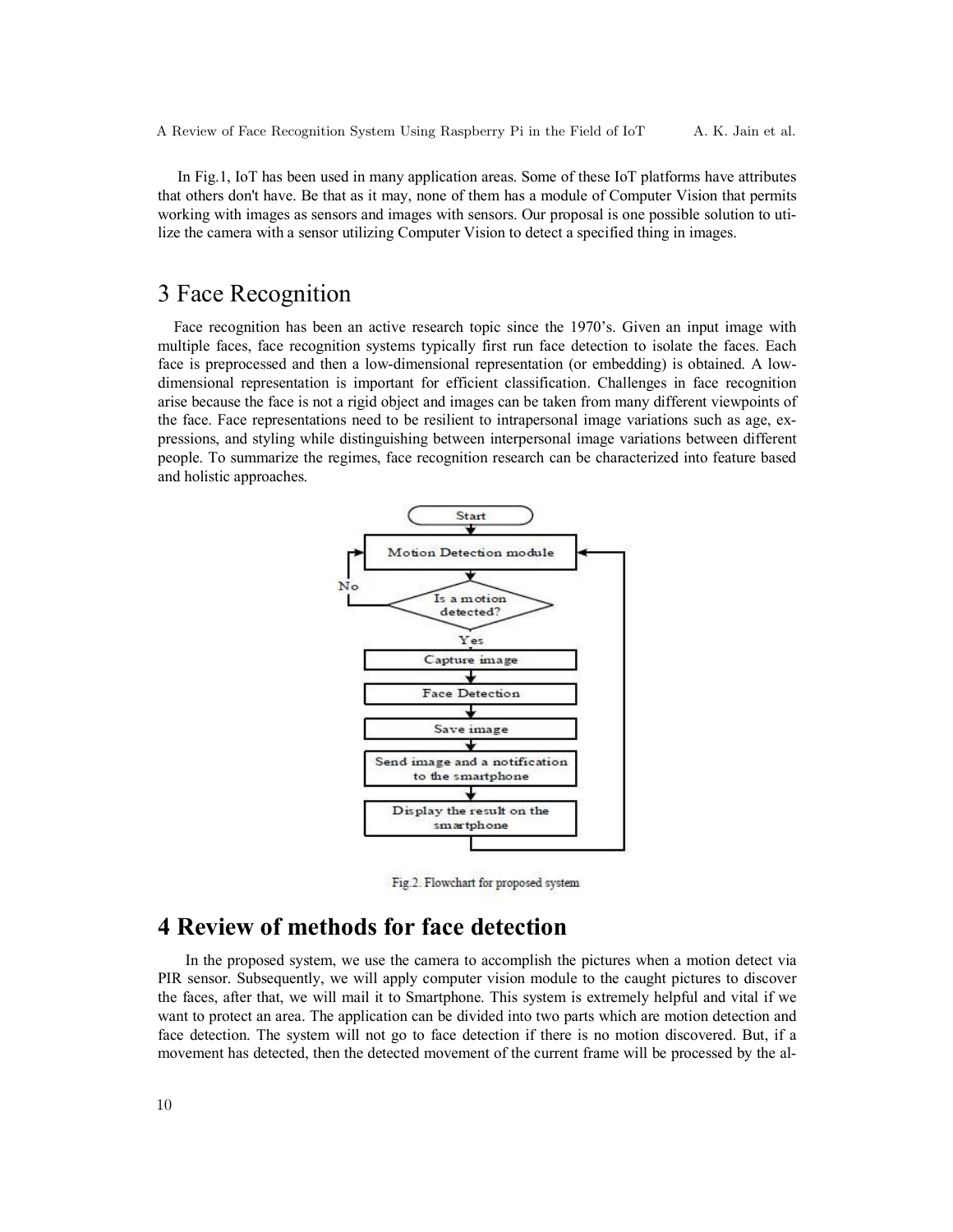In Fig.1, IoT has been used in many application areas. Some of these IoT platforms have attributes that others don't have. Be that as it may, none of them has a module of Computer Vision that permits working with images as sensors and images with sensors. Our proposal is one possible solution to utilize the camera with a sensor utilizing Computer Vision to detect a specified thing in images.

# 3 Face Recognition

Face recognition has been an active research topic since the 1970's. Given an input image with multiple faces, face recognition systems typically first run face detection to isolate the faces. Each face is preprocessed and then a low-dimensional representation (or embedding) is obtained. A low-dimensional representation is important for efficient classification. Challenges in face recognition arise because the face is not a rigid object and images can be taken from many different viewpoints of the face. Face representations need to be resilient to intrapersonal image variations such as age, expressions, and styling while distinguishing between interpersonal image variations between different people. To summarize the regimes, face recognition research can be characterized into feature based and holistic approaches.

Fig.2. Flowchart for proposed system

# 4 Review of methods for face detection

In the proposed system, we use the camera to accomplish the pictures when a motion detect via PIR sensor. Subsequently, we will apply computer vision module to the caught pictures to discover the faces, after that, we will mail it to Smartphone. This system is extremely helpful and vital if we want to protect an area. The application can be divided into two parts which are motion detection and face detection. The system will not go to face detection if there is no motion discovered. But, if a movement has detected, then the detected movement of the current frame will be processed by the al-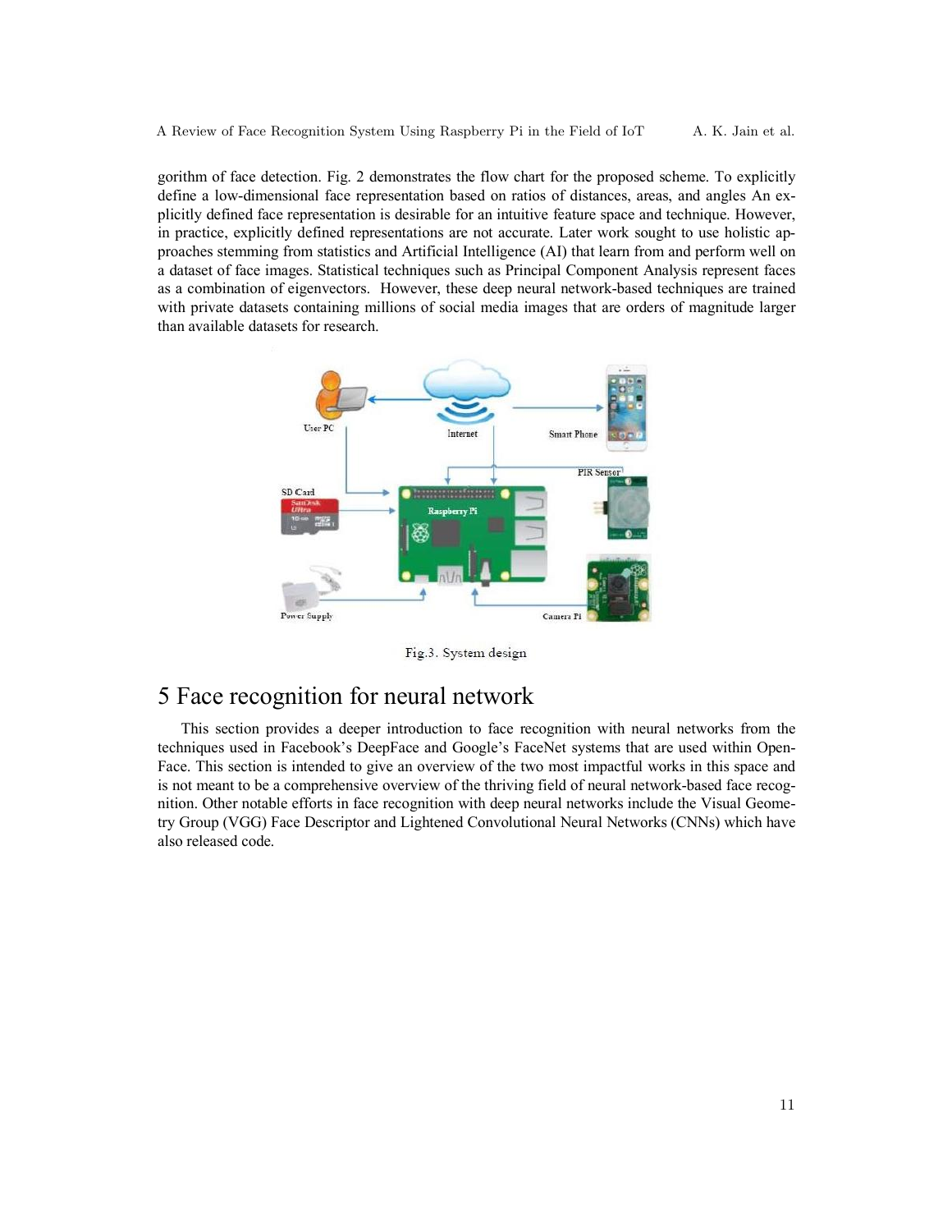gorithm of face detection. Fig. 2 demonstrates the flow chart for the proposed scheme. To explicitly define a low-dimensional face representation based on ratios of distances, areas, and angles An explicitly defined face representation is desirable for an intuitive feature space and technique. However, in practice, explicitly defined representations are not accurate. Later work sought to use holistic approaches stemming from statistics and Artificial Intelligence (AI) that learn from and perform well on a dataset of face images. Statistical techniques such as Principal Component Analysis represent faces as a combination of eigenvectors. However, these deep neural network-based techniques are trained with private datasets containing millions of social media images that are orders of magnitude larger than available datasets for research.

Fig.3. System design

## 5 Face recognition for neural network

This section provides a deeper introduction to face recognition with neural networks from the techniques used in Facebook's DeepFace and Google's FaceNet systems that are used within OpenFace. This section is intended to give an overview of the two most impactful works in this space and is not meant to be a comprehensive overview of the thriving field of neural network-based face recognition. Other notable efforts in face recognition with deep neural networks include the Visual Geometry Group (VGG) Face Descriptor and Lightened Convolutional Neural Networks (CNNs) which have also released code.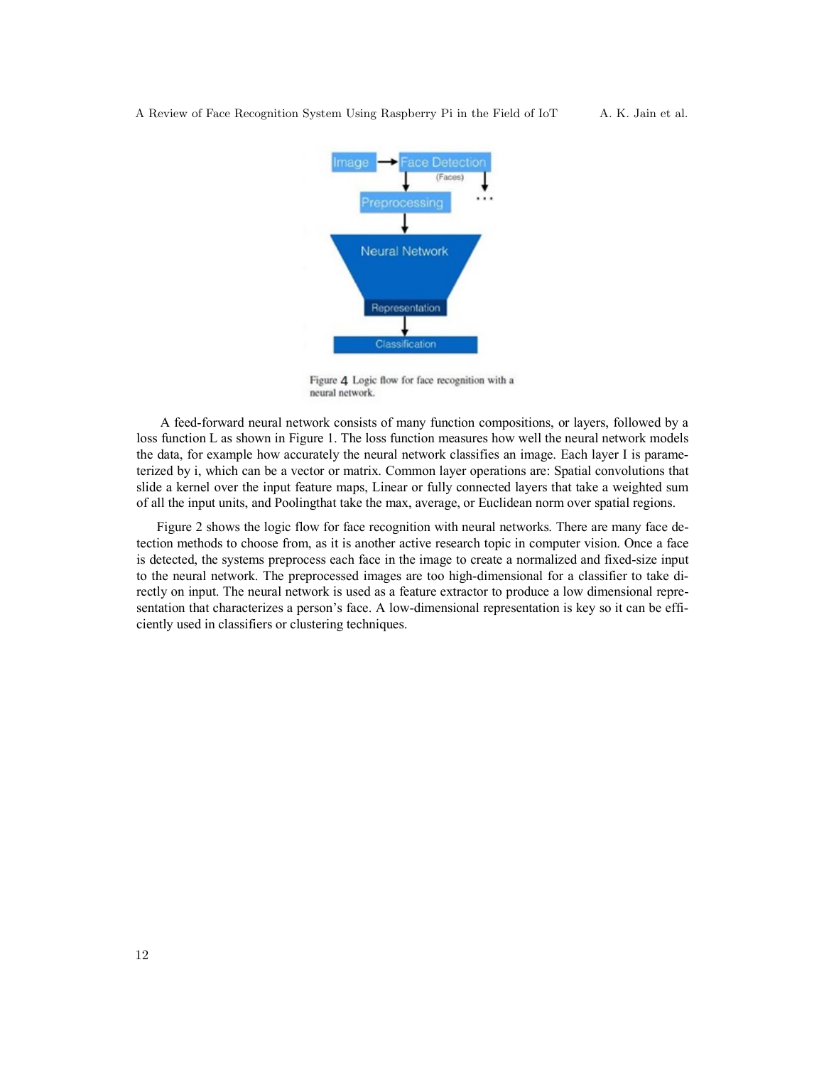Figure 4 Logic flow for face recognition with a neural network.

A feed-forward neural network consists of many function compositions, or layers, followed by a loss function L as shown in Figure 1. The loss function measures how well the neural network models the data, for example how accurately the neural network classifies an image. Each layer I is parameterized by i, which can be a vector or matrix. Common layer operations are: Spatial convolutions that slide a kernel over the input feature maps, Linear or fully connected layers that take a weighted sum of all the input units, and Poolingthat take the max, average, or Euclidean norm over spatial regions.

Figure 2 shows the logic flow for face recognition with neural networks. There are many face detection methods to choose from, as it is another active research topic in computer vision. Once a face is detected, the systems preprocess each face in the image to create a normalized and fixed-size input to the neural network. The preprocessed images are too high-dimensional for a classifier to take directly on input. The neural network is used as a feature extractor to produce a low dimensional representation that characterizes a person's face. A low-dimensional representation is key so it can be efficiently used in classifiers or clustering techniques.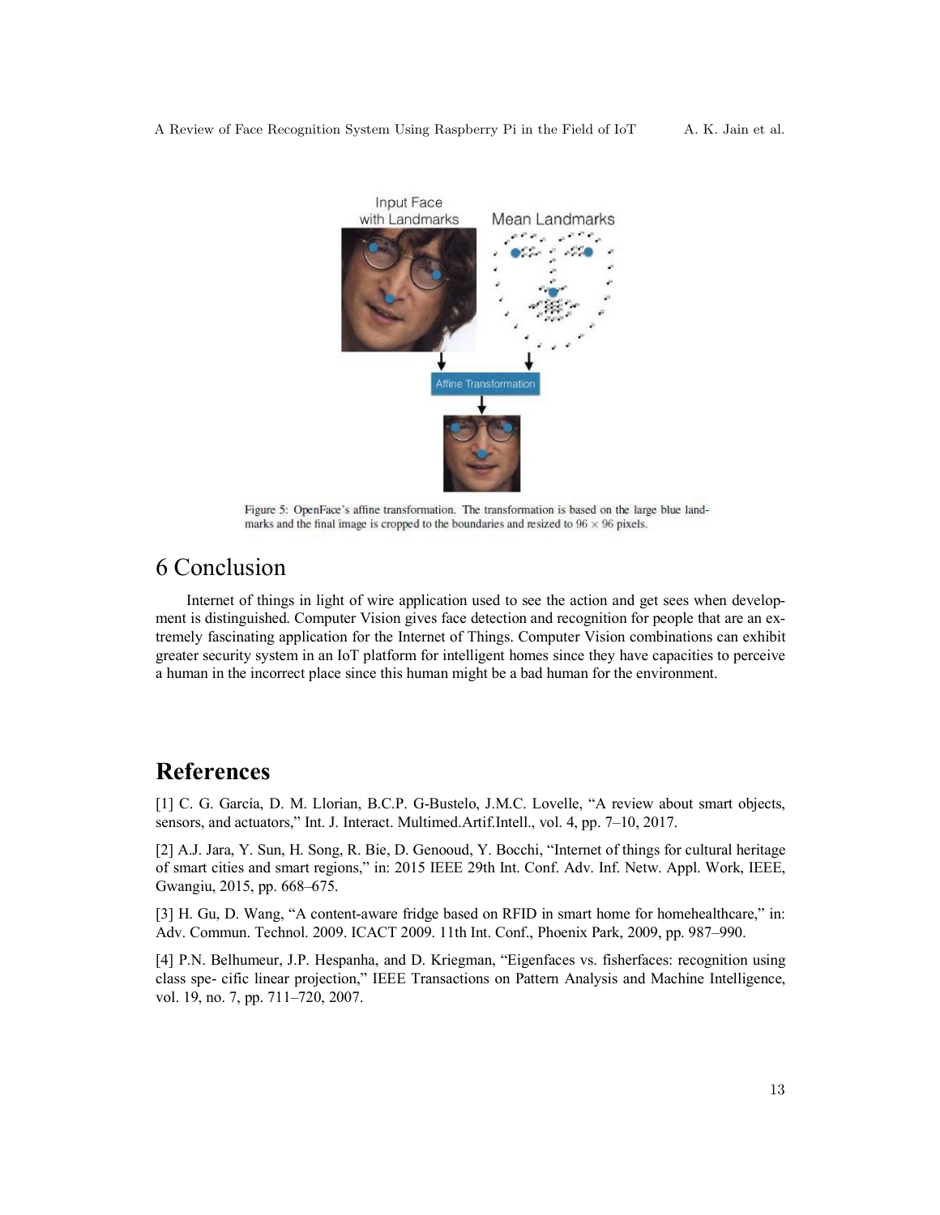Figure 5: OpenFace's affine transformation. The transformation is based on the large blue landmarks and the final image is cropped to the boundaries and resized to $96 \times 96$ pixels.

# 6 Conclusion

Internet of things in light of wire application used to see the action and get sees when development is distinguished. Computer Vision gives face detection and recognition for people that are an extremely fascinating application for the Internet of Things. Computer Vision combinations can exhibit greater security system in an IoT platform for intelligent homes since they have capacities to perceive a human in the incorrect place since this human might be a bad human for the environment.

# References

[1] C. G. García, D. M. Llorian, B.C.P. G-Bustelo, J.M.C. Lovelle, "A review about smart objects, sensors, and actuators," Int. J. Interact. Multimed.Artif.Intell., vol. 4, pp. 7–10, 2017.

[2] A.J. Jara, Y. Sun, H. Song, R. Bie, D. Genooud, Y. Bocchi, "Internet of things for cultural heritage of smart cities and smart regions," in: 2015 IEEE 29th Int. Conf. Adv. Inf. Netw. Appl. Work, IEEE, Gwangiu, 2015, pp. 668–675.

[3] H. Gu, D. Wang, "A content-aware fridge based on RFID in smart home for homehealthcare," in: Adv. Commun. Technol. 2009. ICACT 2009. 11th Int. Conf., Phoenix Park, 2009, pp. 987–990.

[4] P.N. Belhumeur, J.P. Hespanha, and D. Kriegman, "Eigenfaces vs. fisherfaces: recognition using class spe- cific linear projection," IEEE Transactions on Pattern Analysis and Machine Intelligence, vol. 19, no. 7, pp. 711–720, 2007.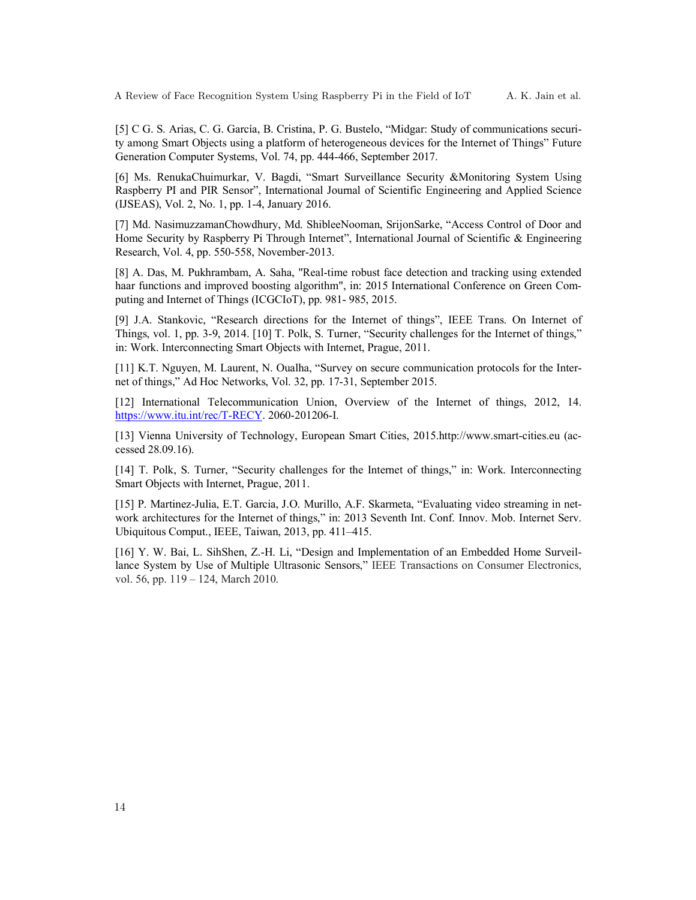[5] C G. S. Arias, C. G. García, B. Cristina, P. G. Bustelo, "Midgar: Study of communications security among Smart Objects using a platform of heterogeneous devices for the Internet of Things" Future Generation Computer Systems, Vol. 74, pp. 444-466, September 2017.

[6] Ms. RenukaChuimurkar, V. Bagdi, "Smart Surveillance Security &Monitoring System Using Raspberry PI and PIR Sensor", International Journal of Scientific Engineering and Applied Science (IJSEAS), Vol. 2, No. 1, pp. 1-4, January 2016.

[7] Md. NasimuzzamanChowdhury, Md. ShibleeNooman, SrijonSarke, "Access Control of Door and Home Security by Raspberry Pi Through Internet", International Journal of Scientific & Engineering Research, Vol. 4, pp. 550-558, November-2013.

[8] A. Das, M. Pukhrambam, A. Saha, "Real-time robust face detection and tracking using extended haar functions and improved boosting algorithm", in: 2015 International Conference on Green Computing and Internet of Things (ICGCIoT), pp. 981- 985, 2015.

[9] J.A. Stankovic, "Research directions for the Internet of things", IEEE Trans. On Internet of Things, vol. 1, pp. 3-9, 2014. [10] T. Polk, S. Turner, "Security challenges for the Internet of things," in: Work. Interconnecting Smart Objects with Internet, Prague, 2011.

[11] K.T. Nguyen, M. Laurent, N. Oualha, "Survey on secure communication protocols for the Internet of things," Ad Hoc Networks, Vol. 32, pp. 17-31, September 2015.

[12] International Telecommunication Union, Overview of the Internet of things, 2012, 14. https://www.itu.int/rec/T-RECY. 2060-201206-I.

[13] Vienna University of Technology, European Smart Cities, 2015.http://www.smart-cities.eu (accessed 28.09.16).

[14] T. Polk, S. Turner, "Security challenges for the Internet of things," in: Work. Interconnecting Smart Objects with Internet, Prague, 2011.

[15] P. Martinez-Julia, E.T. Garcia, J.O. Murillo, A.F. Skarmeta, "Evaluating video streaming in network architectures for the Internet of things," in: 2013 Seventh Int. Conf. Innov. Mob. Internet Serv. Ubiquitous Comput., IEEE, Taiwan, 2013, pp. 411–415.

[16] Y. W. Bai, L. SihShen, Z.-H. Li, "Design and Implementation of an Embedded Home Surveillance System by Use of Multiple Ultrasonic Sensors," IEEE Transactions on Consumer Electronics, vol. 56, pp. 119 – 124, March 2010.